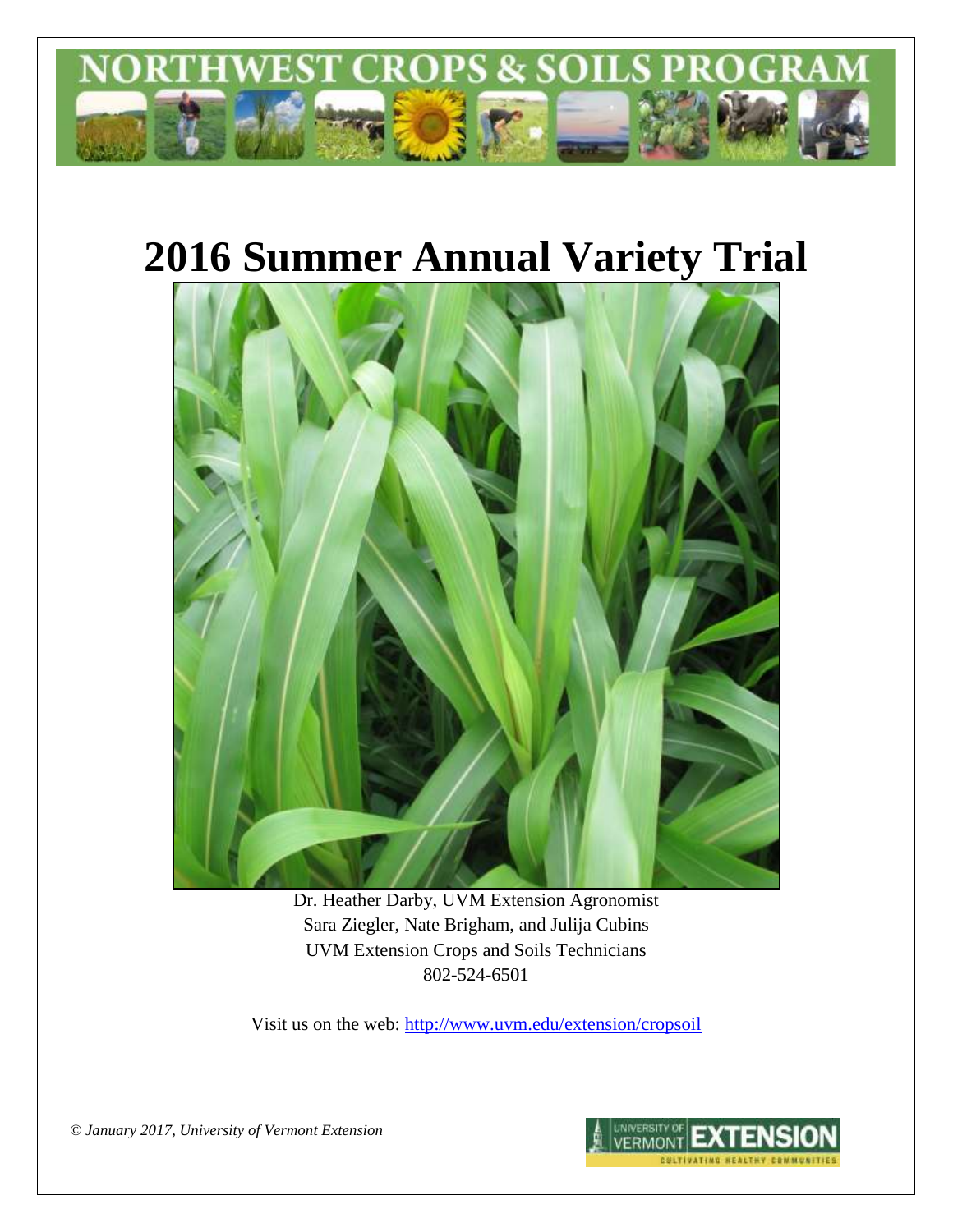# NORTHWEST CROPS & SOILS PROGRAM

# 2016 Summer Annual Variety Trial

Dr. Heather Darby, UVM Extension Agronomist
Sara Ziegler, Nate Brigham, and Julija Cubins
UVM Extension Crops and Soils Technicians
802-524-6501

Visit us on the web: http://www.uvm.edu/extension/cropsoil

*© January 2017, University of Vermont Extension*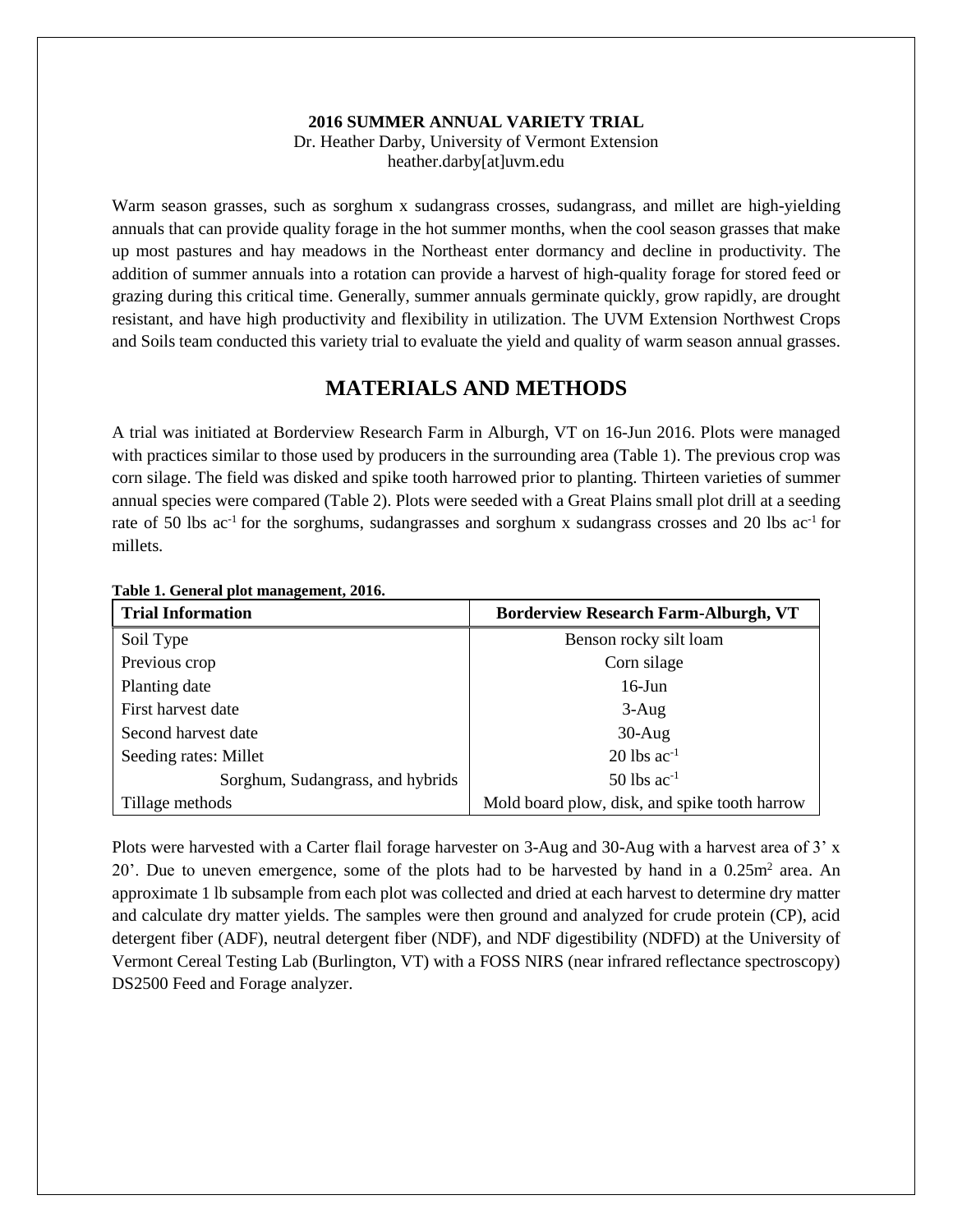**2016 SUMMER ANNUAL VARIETY TRIAL**
Dr. Heather Darby, University of Vermont Extension
heather.darby[at]uvm.edu

Warm season grasses, such as sorghum x sudangrass crosses, sudangrass, and millet are high-yielding annuals that can provide quality forage in the hot summer months, when the cool season grasses that make up most pastures and hay meadows in the Northeast enter dormancy and decline in productivity. The addition of summer annuals into a rotation can provide a harvest of high-quality forage for stored feed or grazing during this critical time. Generally, summer annuals germinate quickly, grow rapidly, are drought resistant, and have high productivity and flexibility in utilization. The UVM Extension Northwest Crops and Soils team conducted this variety trial to evaluate the yield and quality of warm season annual grasses.

## MATERIALS AND METHODS

A trial was initiated at Borderview Research Farm in Alburgh, VT on 16-Jun 2016. Plots were managed with practices similar to those used by producers in the surrounding area (Table 1). The previous crop was corn silage. The field was disked and spike tooth harrowed prior to planting. Thirteen varieties of summer annual species were compared (Table 2). Plots were seeded with a Great Plains small plot drill at a seeding rate of 50 lbs $ac^{-1}$ for the sorghums, sudangrasses and sorghum x sudangrass crosses and 20 lbs $ac^{-1}$ for millets.

**Table 1. General plot management, 2016.**

| Trial Information | Borderview Research Farm-Alburgh, VT |
|---|---|
| Soil Type | Benson rocky silt loam |
| Previous crop | Corn silage |
| Planting date | 16-Jun |
| First harvest date | 3-Aug |
| Second harvest date | 30-Aug |
| Seeding rates: Millet | 20 lbs $ac^{-1}$ |
| Sorghum, Sudangrass, and hybrids | 50 lbs $ac^{-1}$ |
| Tillage methods | Mold board plow, disk, and spike tooth harrow |

Plots were harvested with a Carter flail forage harvester on 3-Aug and 30-Aug with a harvest area of 3' x 20'. Due to uneven emergence, some of the plots had to be harvested by hand in a $0.25m^2$ area. An approximate 1 lb subsample from each plot was collected and dried at each harvest to determine dry matter and calculate dry matter yields. The samples were then ground and analyzed for crude protein (CP), acid detergent fiber (ADF), neutral detergent fiber (NDF), and NDF digestibility (NDFD) at the University of Vermont Cereal Testing Lab (Burlington, VT) with a FOSS NIRS (near infrared reflectance spectroscopy) DS2500 Feed and Forage analyzer.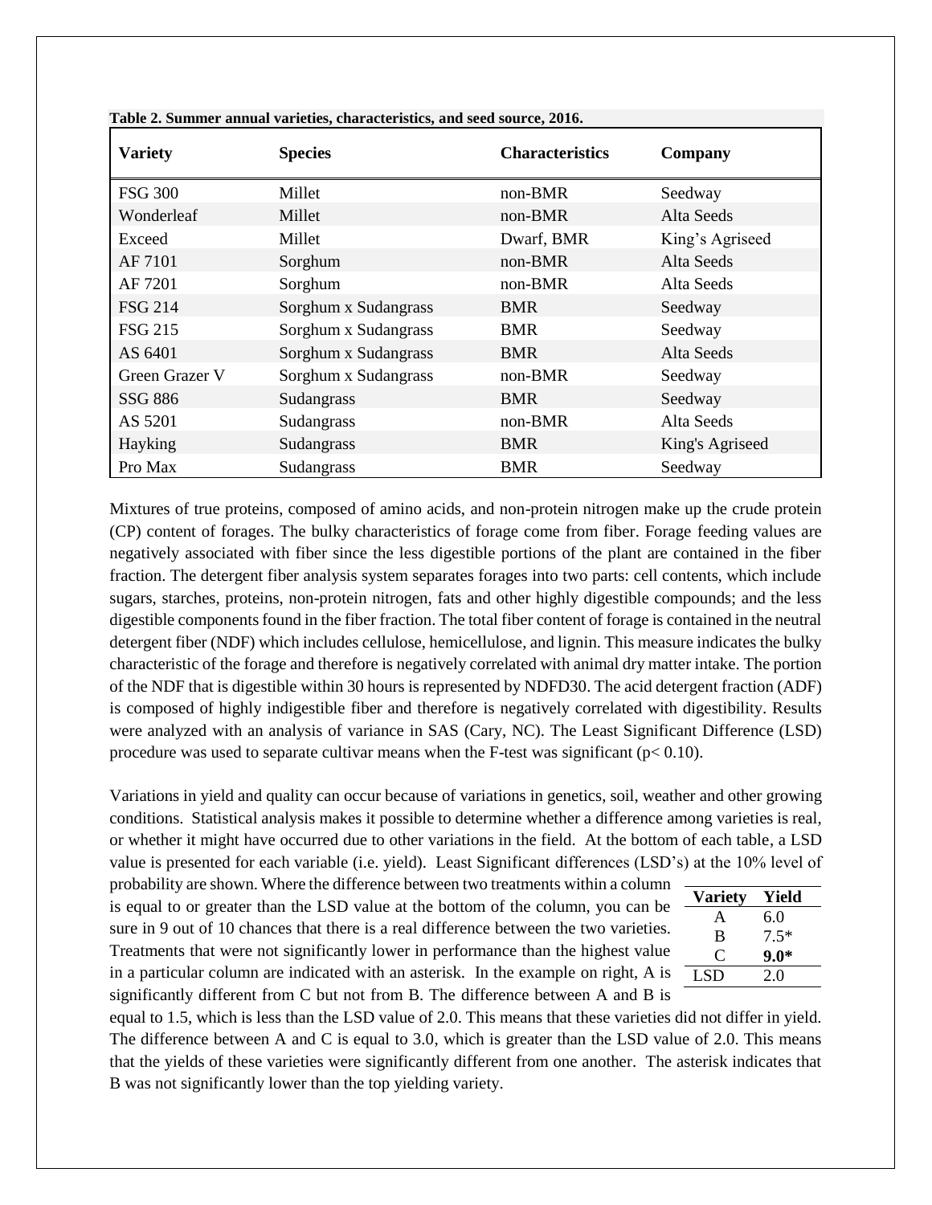**Table 2. Summer annual varieties, characteristics, and seed source, 2016.**

| Variety | Species | Characteristics | Company |
|---|---|---|---|
| FSG 300 | Millet | non-BMR | Seedway |
| Wonderleaf | Millet | non-BMR | Alta Seeds |
| Exceed | Millet | Dwarf, BMR | King's Agriseed |
| AF 7101 | Sorghum | non-BMR | Alta Seeds |
| AF 7201 | Sorghum | non-BMR | Alta Seeds |
| FSG 214 | Sorghum x Sudangrass | BMR | Seedway |
| FSG 215 | Sorghum x Sudangrass | BMR | Seedway |
| AS 6401 | Sorghum x Sudangrass | BMR | Alta Seeds |
| Green Grazer V | Sorghum x Sudangrass | non-BMR | Seedway |
| SSG 886 | Sudangrass | BMR | Seedway |
| AS 5201 | Sudangrass | non-BMR | Alta Seeds |
| Hayking | Sudangrass | BMR | King's Agriseed |
| Pro Max | Sudangrass | BMR | Seedway |

Mixtures of true proteins, composed of amino acids, and non-protein nitrogen make up the crude protein (CP) content of forages. The bulky characteristics of forage come from fiber. Forage feeding values are negatively associated with fiber since the less digestible portions of the plant are contained in the fiber fraction. The detergent fiber analysis system separates forages into two parts: cell contents, which include sugars, starches, proteins, non-protein nitrogen, fats and other highly digestible compounds; and the less digestible components found in the fiber fraction. The total fiber content of forage is contained in the neutral detergent fiber (NDF) which includes cellulose, hemicellulose, and lignin. This measure indicates the bulky characteristic of the forage and therefore is negatively correlated with animal dry matter intake. The portion of the NDF that is digestible within 30 hours is represented by NDFD30. The acid detergent fraction (ADF) is composed of highly indigestible fiber and therefore is negatively correlated with digestibility. Results were analyzed with an analysis of variance in SAS (Cary, NC). The Least Significant Difference (LSD) procedure was used to separate cultivar means when the F-test was significant ($p < 0.10$).

Variations in yield and quality can occur because of variations in genetics, soil, weather and other growing conditions. Statistical analysis makes it possible to determine whether a difference among varieties is real, or whether it might have occurred due to other variations in the field. At the bottom of each table, a LSD value is presented for each variable (i.e. yield). Least Significant differences (LSD's) at the 10% level of probability are shown. Where the difference between two treatments within a column is equal to or greater than the LSD value at the bottom of the column, you can be sure in 9 out of 10 chances that there is a real difference between the two varieties. Treatments that were not significantly lower in performance than the highest value in a particular column are indicated with an asterisk. In the example on right, A is significantly different from C but not from B. The difference between A and B is equal to 1.5, which is less than the LSD value of 2.0. This means that these varieties did not differ in yield. The difference between A and C is equal to 3.0, which is greater than the LSD value of 2.0. This means that the yields of these varieties were significantly different from one another. The asterisk indicates that B was not significantly lower than the top yielding variety.

| Variety | Yield |
|---|---|
| A | 6.0 |
| B | 7.5* |
| C | **9.0*** |
| LSD | 2.0 |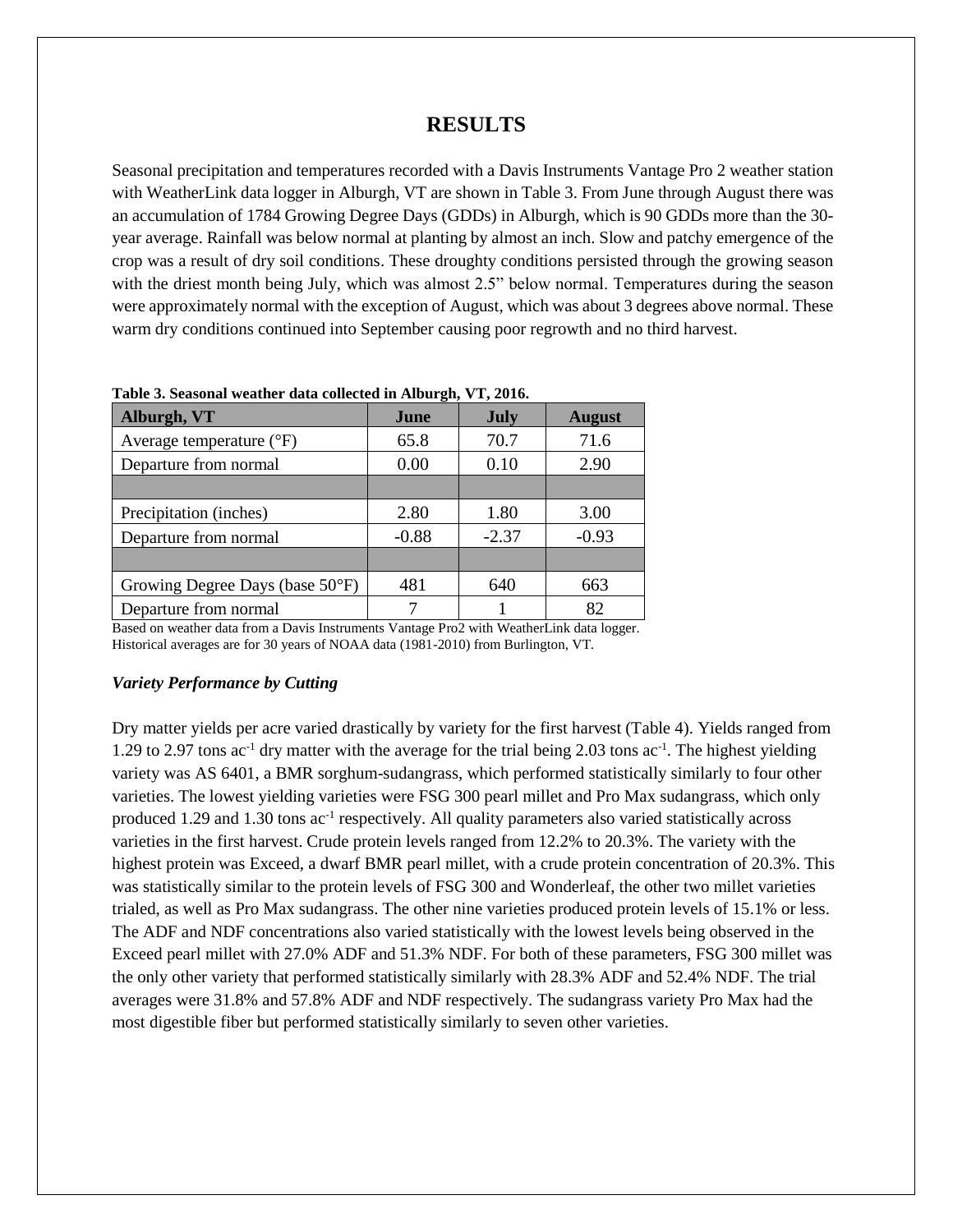# RESULTS

Seasonal precipitation and temperatures recorded with a Davis Instruments Vantage Pro 2 weather station with WeatherLink data logger in Alburgh, VT are shown in Table 3. From June through August there was an accumulation of 1784 Growing Degree Days (GDDs) in Alburgh, which is 90 GDDs more than the 30-year average. Rainfall was below normal at planting by almost an inch. Slow and patchy emergence of the crop was a result of dry soil conditions. These droughty conditions persisted through the growing season with the driest month being July, which was almost 2.5" below normal. Temperatures during the season were approximately normal with the exception of August, which was about 3 degrees above normal. These warm dry conditions continued into September causing poor regrowth and no third harvest.

**Table 3. Seasonal weather data collected in Alburgh, VT, 2016.**

| Alburgh, VT | June | July | August |
|---|---|---|---|
| Average temperature (°F) | 65.8 | 70.7 | 71.6 |
| Departure from normal | 0.00 | 0.10 | 2.90 |
| | | | |
| Precipitation (inches) | 2.80 | 1.80 | 3.00 |
| Departure from normal | -0.88 | -2.37 | -0.93 |
| | | | |
| Growing Degree Days (base 50°F) | 481 | 640 | 663 |
| Departure from normal | 7 | 1 | 82 |

Based on weather data from a Davis Instruments Vantage Pro2 with WeatherLink data logger. Historical averages are for 30 years of NOAA data (1981-2010) from Burlington, VT.

### *Variety Performance by Cutting*

Dry matter yields per acre varied drastically by variety for the first harvest (Table 4). Yields ranged from 1.29 to 2.97 tons $ac^{-1}$ dry matter with the average for the trial being 2.03 tons $ac^{-1}$. The highest yielding variety was AS 6401, a BMR sorghum-sudangrass, which performed statistically similarly to four other varieties. The lowest yielding varieties were FSG 300 pearl millet and Pro Max sudangrass, which only produced 1.29 and 1.30 tons $ac^{-1}$ respectively. All quality parameters also varied statistically across varieties in the first harvest. Crude protein levels ranged from 12.2% to 20.3%. The variety with the highest protein was Exceed, a dwarf BMR pearl millet, with a crude protein concentration of 20.3%. This was statistically similar to the protein levels of FSG 300 and Wonderleaf, the other two millet varieties trialed, as well as Pro Max sudangrass. The other nine varieties produced protein levels of 15.1% or less. The ADF and NDF concentrations also varied statistically with the lowest levels being observed in the Exceed pearl millet with 27.0% ADF and 51.3% NDF. For both of these parameters, FSG 300 millet was the only other variety that performed statistically similarly with 28.3% ADF and 52.4% NDF. The trial averages were 31.8% and 57.8% ADF and NDF respectively. The sudangrass variety Pro Max had the most digestible fiber but performed statistically similarly to seven other varieties.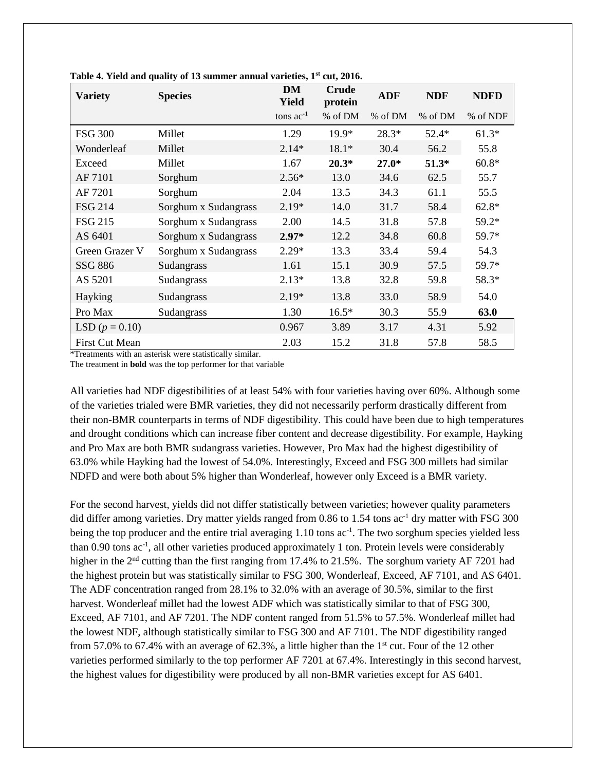**Table 4. Yield and quality of 13 summer annual varieties, 1st cut, 2016.**

| Variety | Species | DM Yield | Crude protein | ADF | NDF | NDFD |
|---|---|---|---|---|---|---|
| | | tons $ac^{-1}$ | % of DM | % of DM | % of DM | % of NDF |
| FSG 300 | Millet | 1.29 | 19.9* | 28.3* | 52.4* | 61.3* |
| Wonderleaf | Millet | 2.14* | 18.1* | 30.4 | 56.2 | 55.8 |
| Exceed | Millet | 1.67 | **20.3*** | **27.0*** | **51.3*** | 60.8* |
| AF 7101 | Sorghum | 2.56* | 13.0 | 34.6 | 62.5 | 55.7 |
| AF 7201 | Sorghum | 2.04 | 13.5 | 34.3 | 61.1 | 55.5 |
| FSG 214 | Sorghum x Sudangrass | 2.19* | 14.0 | 31.7 | 58.4 | 62.8* |
| FSG 215 | Sorghum x Sudangrass | 2.00 | 14.5 | 31.8 | 57.8 | 59.2* |
| AS 6401 | Sorghum x Sudangrass | **2.97*** | 12.2 | 34.8 | 60.8 | 59.7* |
| Green Grazer V | Sorghum x Sudangrass | 2.29* | 13.3 | 33.4 | 59.4 | 54.3 |
| SSG 886 | Sudangrass | 1.61 | 15.1 | 30.9 | 57.5 | 59.7* |
| AS 5201 | Sudangrass | 2.13* | 13.8 | 32.8 | 59.8 | 58.3* |
| Hayking | Sudangrass | 2.19* | 13.8 | 33.0 | 58.9 | 54.0 |
| Pro Max | Sudangrass | 1.30 | 16.5* | 30.3 | 55.9 | **63.0** |
| LSD ($p$ = 0.10) | | 0.967 | 3.89 | 3.17 | 4.31 | 5.92 |
| First Cut Mean | | 2.03 | 15.2 | 31.8 | 57.8 | 58.5 |

*Treatments with an asterisk were statistically similar.
The treatment in **bold** was the top performer for that variable

All varieties had NDF digestibilities of at least 54% with four varieties having over 60%. Although some of the varieties trialed were BMR varieties, they did not necessarily perform drastically different from their non-BMR counterparts in terms of NDF digestibility. This could have been due to high temperatures and drought conditions which can increase fiber content and decrease digestibility. For example, Hayking and Pro Max are both BMR sudangrass varieties. However, Pro Max had the highest digestibility of 63.0% while Hayking had the lowest of 54.0%. Interestingly, Exceed and FSG 300 millets had similar NDFD and were both about 5% higher than Wonderleaf, however only Exceed is a BMR variety.

For the second harvest, yields did not differ statistically between varieties; however quality parameters did differ among varieties. Dry matter yields ranged from 0.86 to 1.54 tons $ac^{-1}$ dry matter with FSG 300 being the top producer and the entire trial averaging 1.10 tons $ac^{-1}$. The two sorghum species yielded less than 0.90 tons $ac^{-1}$, all other varieties produced approximately 1 ton. Protein levels were considerably higher in the 2nd cutting than the first ranging from 17.4% to 21.5%. The sorghum variety AF 7201 had the highest protein but was statistically similar to FSG 300, Wonderleaf, Exceed, AF 7101, and AS 6401. The ADF concentration ranged from 28.1% to 32.0% with an average of 30.5%, similar to the first harvest. Wonderleaf millet had the lowest ADF which was statistically similar to that of FSG 300, Exceed, AF 7101, and AF 7201. The NDF content ranged from 51.5% to 57.5%. Wonderleaf millet had the lowest NDF, although statistically similar to FSG 300 and AF 7101. The NDF digestibility ranged from 57.0% to 67.4% with an average of 62.3%, a little higher than the 1st cut. Four of the 12 other varieties performed similarly to the top performer AF 7201 at 67.4%. Interestingly in this second harvest, the highest values for digestibility were produced by all non-BMR varieties except for AS 6401.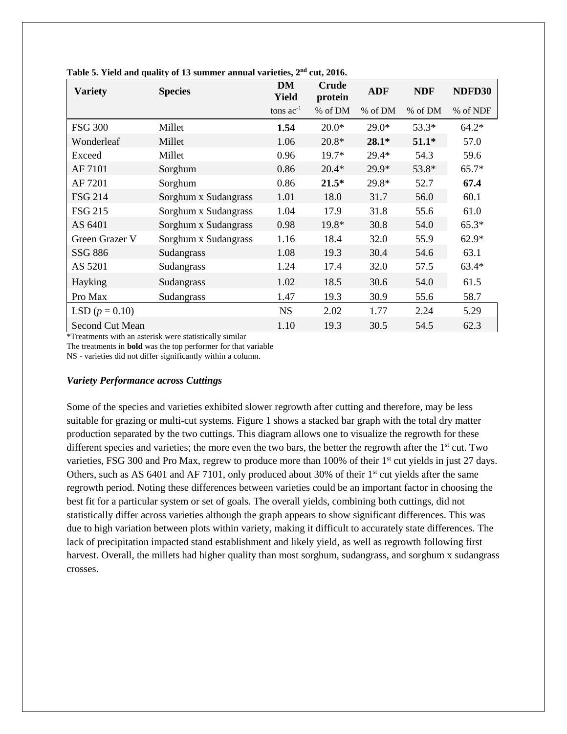**Table 5. Yield and quality of 13 summer annual varieties, 2nd cut, 2016.**

| Variety | Species | DM Yield | Crude protein | ADF | NDF | NDFD30 |
|---|---|---|---|---|---|---|
| | | tons ac$^{-1}$ | % of DM | % of DM | % of DM | % of NDF |
| FSG 300 | Millet | **1.54** | 20.0* | 29.0* | 53.3* | 64.2* |
| Wonderleaf | Millet | 1.06 | 20.8* | **28.1*** | **51.1*** | 57.0 |
| Exceed | Millet | 0.96 | 19.7* | 29.4* | 54.3 | 59.6 |
| AF 7101 | Sorghum | 0.86 | 20.4* | 29.9* | 53.8* | 65.7* |
| AF 7201 | Sorghum | 0.86 | **21.5*** | 29.8* | 52.7 | **67.4** |
| FSG 214 | Sorghum x Sudangrass | 1.01 | 18.0 | 31.7 | 56.0 | 60.1 |
| FSG 215 | Sorghum x Sudangrass | 1.04 | 17.9 | 31.8 | 55.6 | 61.0 |
| AS 6401 | Sorghum x Sudangrass | 0.98 | 19.8* | 30.8 | 54.0 | 65.3* |
| Green Grazer V | Sorghum x Sudangrass | 1.16 | 18.4 | 32.0 | 55.9 | 62.9* |
| SSG 886 | Sudangrass | 1.08 | 19.3 | 30.4 | 54.6 | 63.1 |
| AS 5201 | Sudangrass | 1.24 | 17.4 | 32.0 | 57.5 | 63.4* |
| Hayking | Sudangrass | 1.02 | 18.5 | 30.6 | 54.0 | 61.5 |
| Pro Max | Sudangrass | 1.47 | 19.3 | 30.9 | 55.6 | 58.7 |
| LSD ($p = 0.10$) | | NS | 2.02 | 1.77 | 2.24 | 5.29 |
| Second Cut Mean | | 1.10 | 19.3 | 30.5 | 54.5 | 62.3 |

*Treatments with an asterisk were statistically similar
The treatments in **bold** was the top performer for that variable
NS - varieties did not differ significantly within a column.

### *Variety Performance across Cuttings*

Some of the species and varieties exhibited slower regrowth after cutting and therefore, may be less suitable for grazing or multi-cut systems. Figure 1 shows a stacked bar graph with the total dry matter production separated by the two cuttings. This diagram allows one to visualize the regrowth for these different species and varieties; the more even the two bars, the better the regrowth after the 1st cut. Two varieties, FSG 300 and Pro Max, regrew to produce more than 100% of their 1st cut yields in just 27 days. Others, such as AS 6401 and AF 7101, only produced about 30% of their 1st cut yields after the same regrowth period. Noting these differences between varieties could be an important factor in choosing the best fit for a particular system or set of goals. The overall yields, combining both cuttings, did not statistically differ across varieties although the graph appears to show significant differences. This was due to high variation between plots within variety, making it difficult to accurately state differences. The lack of precipitation impacted stand establishment and likely yield, as well as regrowth following first harvest. Overall, the millets had higher quality than most sorghum, sudangrass, and sorghum x sudangrass crosses.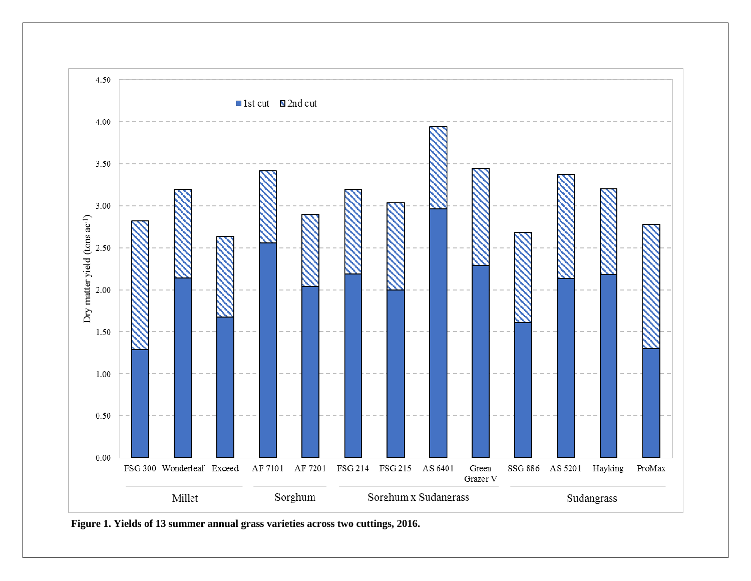Figure 1. Yields of 13 summer annual grass varieties across two cuttings, 2016.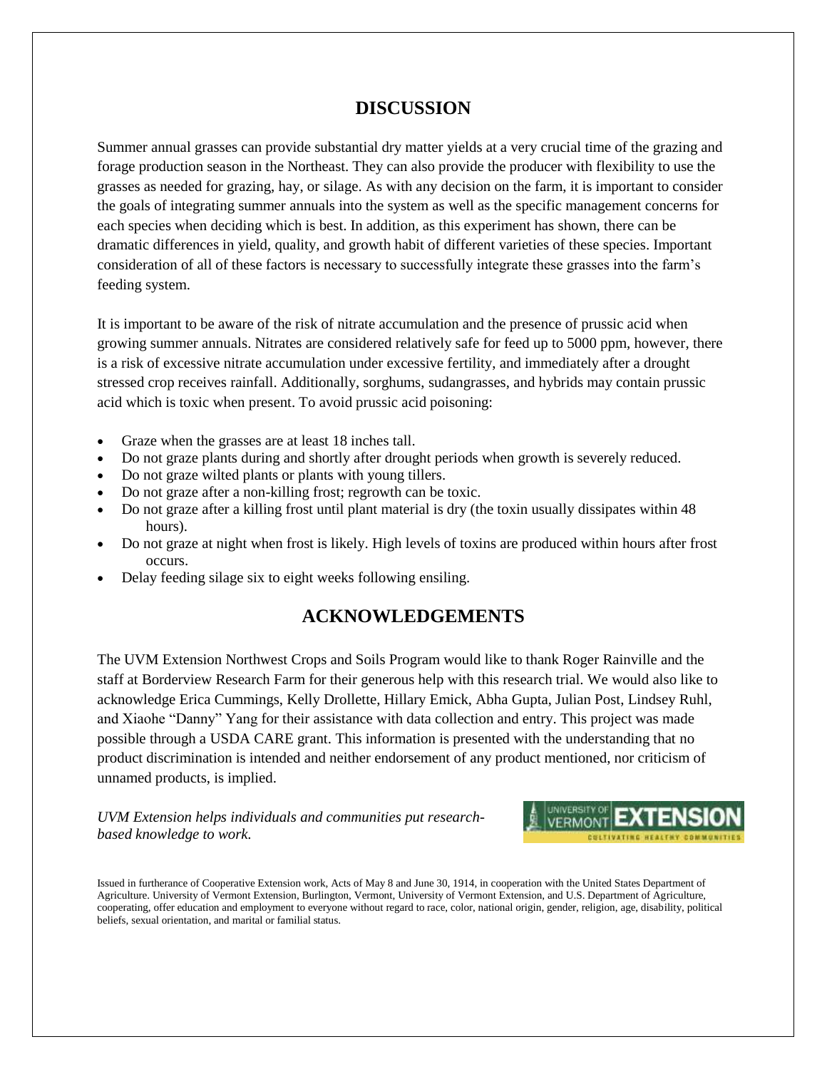## DISCUSSION

Summer annual grasses can provide substantial dry matter yields at a very crucial time of the grazing and forage production season in the Northeast. They can also provide the producer with flexibility to use the grasses as needed for grazing, hay, or silage. As with any decision on the farm, it is important to consider the goals of integrating summer annuals into the system as well as the specific management concerns for each species when deciding which is best. In addition, as this experiment has shown, there can be dramatic differences in yield, quality, and growth habit of different varieties of these species. Important consideration of all of these factors is necessary to successfully integrate these grasses into the farm's feeding system.

It is important to be aware of the risk of nitrate accumulation and the presence of prussic acid when growing summer annuals. Nitrates are considered relatively safe for feed up to 5000 ppm, however, there is a risk of excessive nitrate accumulation under excessive fertility, and immediately after a drought stressed crop receives rainfall. Additionally, sorghums, sudangrasses, and hybrids may contain prussic acid which is toxic when present. To avoid prussic acid poisoning:

- Graze when the grasses are at least 18 inches tall.
- Do not graze plants during and shortly after drought periods when growth is severely reduced.
- Do not graze wilted plants or plants with young tillers.
- Do not graze after a non-killing frost; regrowth can be toxic.
- Do not graze after a killing frost until plant material is dry (the toxin usually dissipates within 48 hours).
- Do not graze at night when frost is likely. High levels of toxins are produced within hours after frost occurs.
- Delay feeding silage six to eight weeks following ensiling.

## ACKNOWLEDGEMENTS

The UVM Extension Northwest Crops and Soils Program would like to thank Roger Rainville and the staff at Borderview Research Farm for their generous help with this research trial. We would also like to acknowledge Erica Cummings, Kelly Drollette, Hillary Emick, Abha Gupta, Julian Post, Lindsey Ruhl, and Xiaohe "Danny" Yang for their assistance with data collection and entry. This project was made possible through a USDA CARE grant. This information is presented with the understanding that no product discrimination is intended and neither endorsement of any product mentioned, nor criticism of unnamed products, is implied.

*UVM Extension helps individuals and communities put research-based knowledge to work.*

Issued in furtherance of Cooperative Extension work, Acts of May 8 and June 30, 1914, in cooperation with the United States Department of Agriculture. University of Vermont Extension, Burlington, Vermont, University of Vermont Extension, and U.S. Department of Agriculture, cooperating, offer education and employment to everyone without regard to race, color, national origin, gender, religion, age, disability, political beliefs, sexual orientation, and marital or familial status.